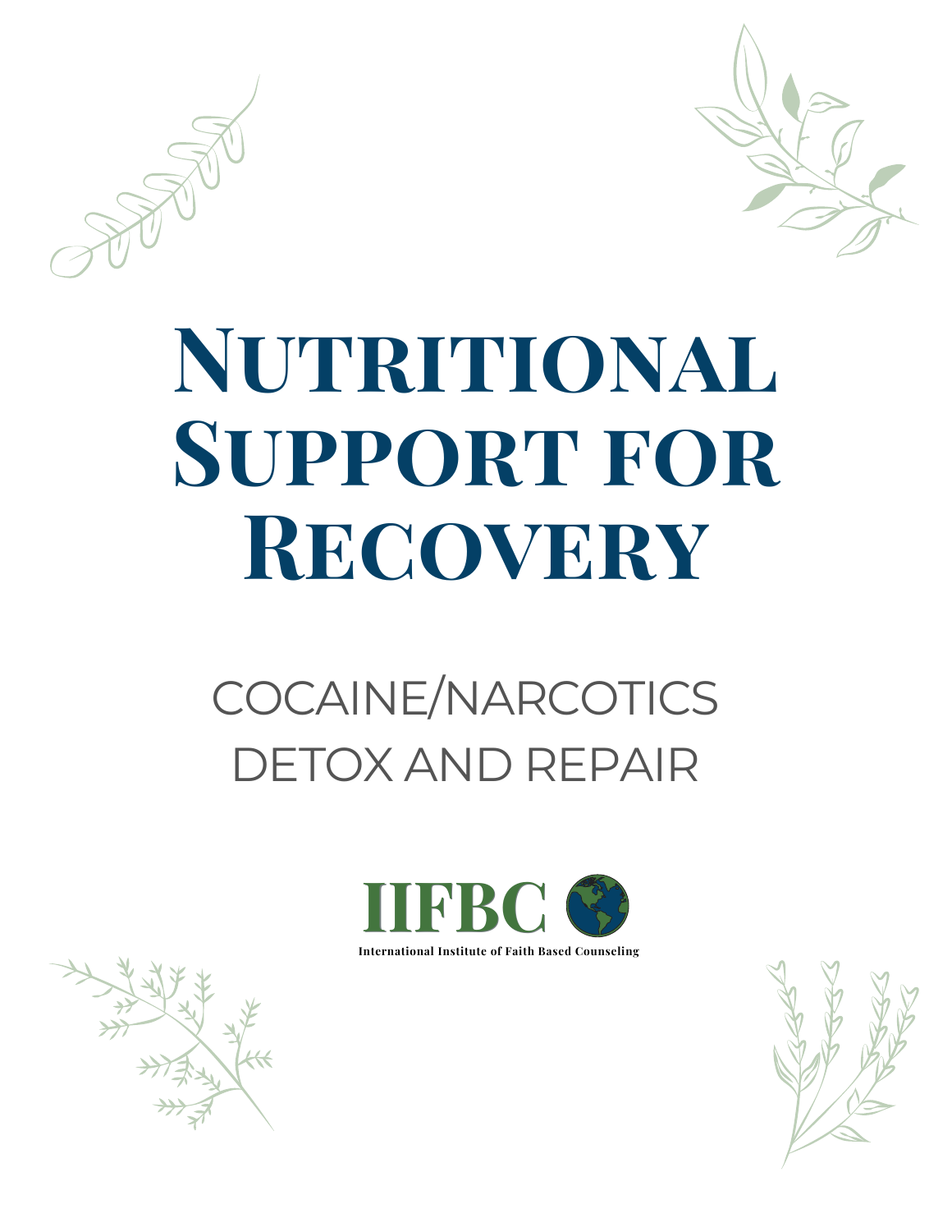# Nutritional Support for Recovery

## COCAINE/NARCOTICS DETOX AND REPAIR

IIFBC

International Institute of Faith Based Counseling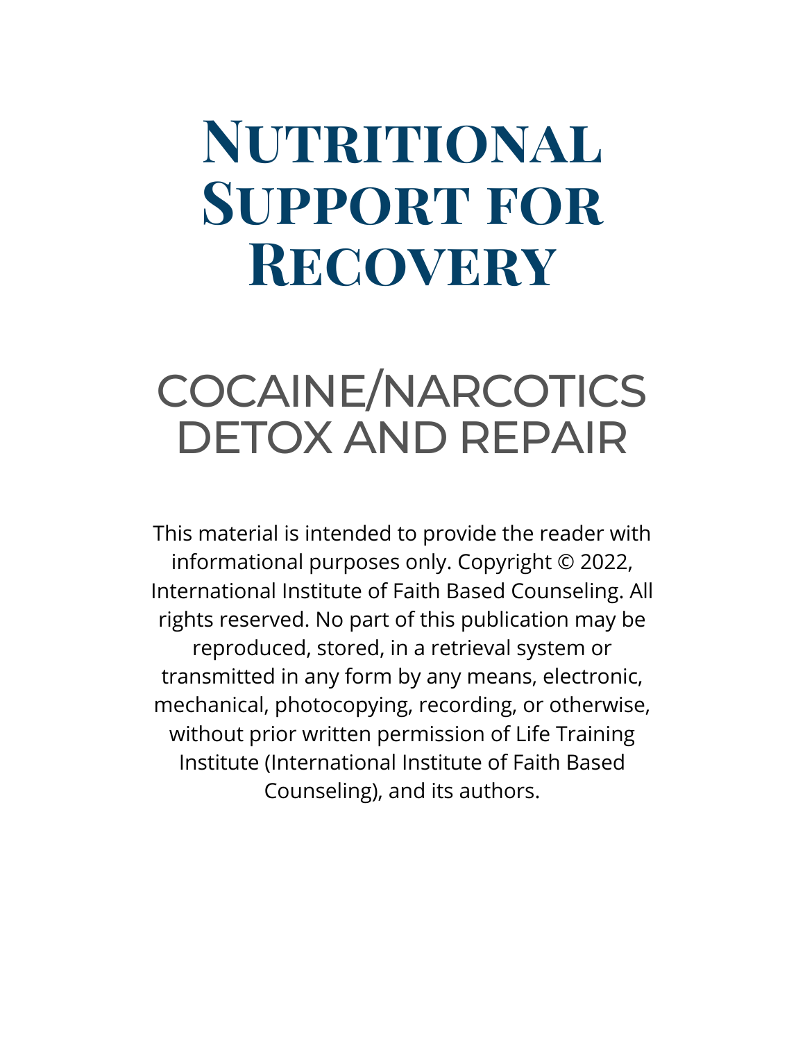# Nutritional Support for Recovery

## COCAINE/NARCOTICS DETOX AND REPAIR

This material is intended to provide the reader with informational purposes only. Copyright © 2022, International Institute of Faith Based Counseling. All rights reserved. No part of this publication may be reproduced, stored, in a retrieval system or transmitted in any form by any means, electronic, mechanical, photocopying, recording, or otherwise, without prior written permission of Life Training Institute (International Institute of Faith Based Counseling), and its authors.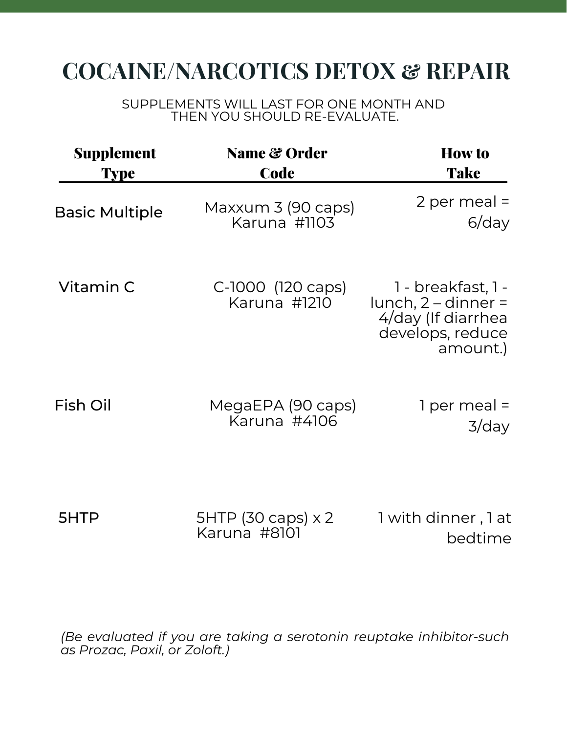# COCAINE/NARCOTICS DETOX & REPAIR

SUPPLEMENTS WILL LAST FOR ONE MONTH AND THEN YOU SHOULD RE-EVALUATE.

| Supplement Type | Name & Order Code | How to Take |
| --- | --- | --- |
| Basic Multiple | Maxxum 3 (90 caps) Karuna #1103 | 2 per meal = 6/day |
| Vitamin C | C-1000 (120 caps) Karuna #1210 | 1 - breakfast, 1 - lunch, 2 – dinner = 4/day (If diarrhea develops, reduce amount.) |
| Fish Oil | MegaEPA (90 caps) Karuna #4106 | 1 per meal = 3/day |
| 5HTP | 5HTP (30 caps) x 2 Karuna #8101 | 1 with dinner , 1 at bedtime |

*(Be evaluated if you are taking a serotonin reuptake inhibitor-such as Prozac, Paxil, or Zoloft.)*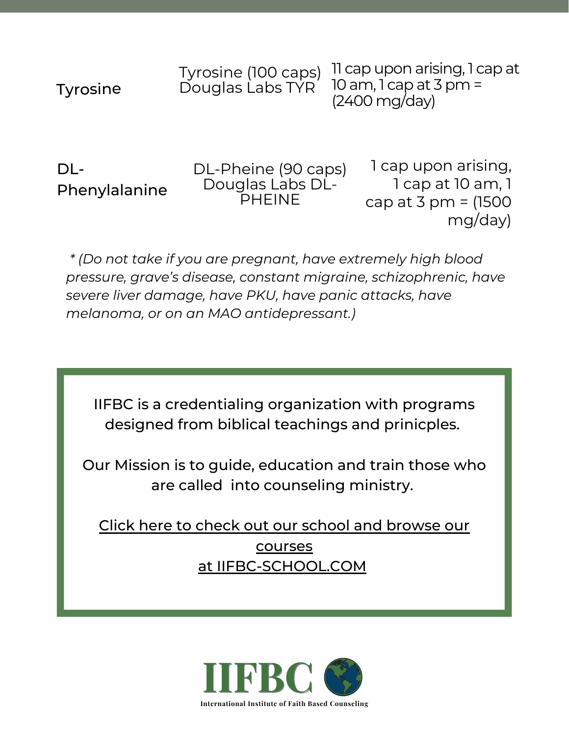| | | |
|---|---|---|
| **Tyrosine** | Tyrosine (100 caps) Douglas Labs TYR | 11 cap upon arising, 1 cap at 10 am, 1 cap at 3 pm = (2400 mg/day) |
| DL-Phenylalanine | DL-Pheine (90 caps) Douglas Labs DL-PHEINE | 1 cap upon arising, 1 cap at 10 am, 1 cap at 3 pm = (1500 mg/day) |

*\* (Do not take if you are pregnant, have extremely high blood pressure, grave's disease, constant migraine, schizophrenic, have severe liver damage, have PKU, have panic attacks, have melanoma, or on an MAO antidepressant.)*

IIFBC is a credentialing organization with programs designed from biblical teachings and prinicples.

Our Mission is to guide, education and train those who are called into counseling ministry.

[Click here to check out our school and browse our courses at IIFBC-SCHOOL.COM]

IIFBC

International Institute of Faith Based Counseling